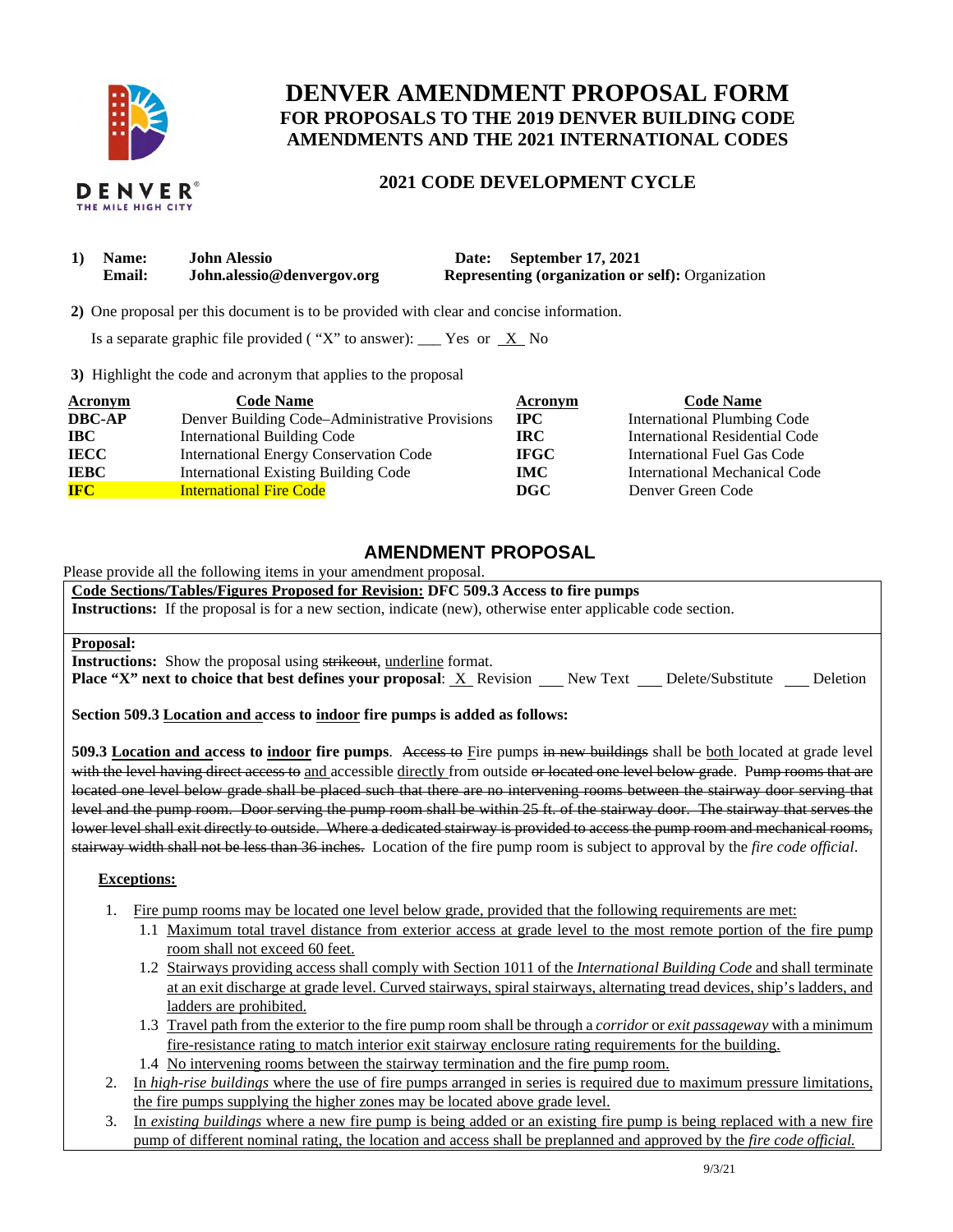# DENVER AMENDMENT PROPOSAL FORM
## FOR PROPOSALS TO THE 2019 DENVER BUILDING CODE AMENDMENTS AND THE 2021 INTERNATIONAL CODES

### 2021 CODE DEVELOPMENT CYCLE

**1) Name:** **John Alessio** **Date:** **September 17, 2021**
**Email:** **John.alessio@denvergov.org** **Representing (organization or self):** Organization

**2)** One proposal per this document is to be provided with clear and concise information.

Is a separate graphic file provided ( "X" to answer): ___ Yes or _X_ No

**3)** Highlight the code and acronym that applies to the proposal

| Acronym | Code Name | Acronym | Code Name |
|---|---|---|---|
| **DBC-AP** | Denver Building Code–Administrative Provisions | **IPC** | International Plumbing Code |
| **IBC** | International Building Code | **IRC** | International Residential Code |
| **IECC** | International Energy Conservation Code | **IFGC** | International Fuel Gas Code |
| **IEBC** | International Existing Building Code | **IMC** | International Mechanical Code |
| **IFC** | International Fire Code | **DGC** | Denver Green Code |

## AMENDMENT PROPOSAL

Please provide all the following items in your amendment proposal.

**Code Sections/Tables/Figures Proposed for Revision: DFC 509.3 Access to fire pumps**
**Instructions:** If the proposal is for a new section, indicate (new), otherwise enter applicable code section.

**Proposal:**
**Instructions:** Show the proposal using ~~strikeout~~, <u>underline</u> format.
**Place "X" next to choice that best defines your proposal**: _X_ Revision ___ New Text ___ Delete/Substitute ___ Deletion

**Section 509.3 <u>Location and</u> access to <u>indoor</u> fire pumps is added as follows:**

**509.3 <u>Location and</u> access to <u>indoor</u> fire pumps**. ~~Access to~~ <u>F</u>ire pumps ~~in new buildings~~ shall be <u>both</u> located at grade level ~~with the level having direct access to~~ <u>and</u> accessible <u>directly</u> from outside ~~or located one level below grade. Pump rooms that are located one level below grade shall be placed such that there are no intervening rooms between the stairway door serving that level and the pump room. Door serving the pump room shall be within 25 ft. of the stairway door. The stairway that serves the lower level shall exit directly to outside. Where a dedicated stairway is provided to access the pump room and mechanical rooms, stairway width shall not be less than 36 inches.~~ Location of the fire pump room is subject to approval by the *fire code official*.

**<u>Exceptions:</u>**

1. <u>Fire pump rooms may be located one level below grade, provided that the following requirements are met:</u>
   1.1 <u>Maximum total travel distance from exterior access at grade level to the most remote portion of the fire pump room shall not exceed 60 feet.</u>
   1.2 <u>Stairways providing access shall comply with Section 1011 of the *International Building Code* and shall terminate at an exit discharge at grade level. Curved stairways, spiral stairways, alternating tread devices, ship's ladders, and ladders are prohibited.</u>
   1.3 <u>Travel path from the exterior to the fire pump room shall be through a *corridor* or *exit passageway* with a minimum fire-resistance rating to match interior exit stairway enclosure rating requirements for the building.</u>
   1.4 <u>No intervening rooms between the stairway termination and the fire pump room.</u>
2. <u>In *high-rise buildings* where the use of fire pumps arranged in series is required due to maximum pressure limitations, the fire pumps supplying the higher zones may be located above grade level.</u>
3. <u>In *existing buildings* where a new fire pump is being added or an existing fire pump is being replaced with a new fire pump of different nominal rating, the location and access shall be preplanned and approved by the *fire code official.*</u>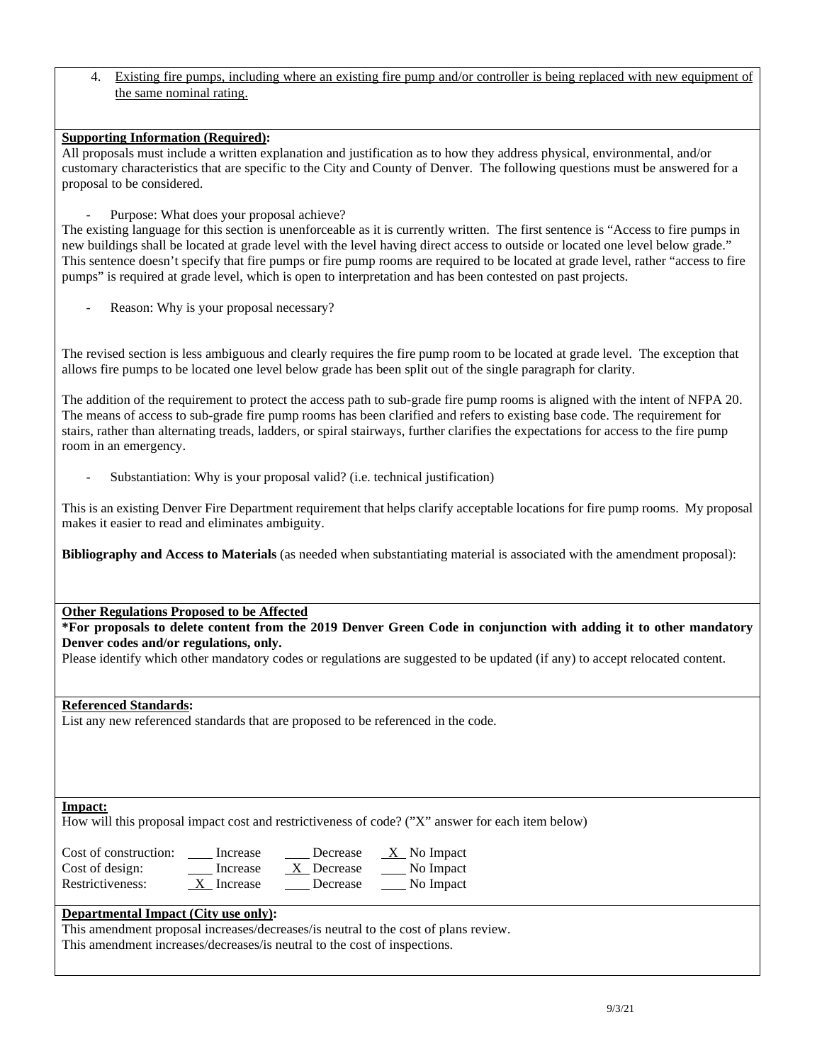4. Existing fire pumps, including where an existing fire pump and/or controller is being replaced with new equipment of the same nominal rating.

**Supporting Information (Required):**

All proposals must include a written explanation and justification as to how they address physical, environmental, and/or customary characteristics that are specific to the City and County of Denver. The following questions must be answered for a proposal to be considered.

- Purpose: What does your proposal achieve?

The existing language for this section is unenforceable as it is currently written. The first sentence is "Access to fire pumps in new buildings shall be located at grade level with the level having direct access to outside or located one level below grade." This sentence doesn't specify that fire pumps or fire pump rooms are required to be located at grade level, rather "access to fire pumps" is required at grade level, which is open to interpretation and has been contested on past projects.

- Reason: Why is your proposal necessary?

The revised section is less ambiguous and clearly requires the fire pump room to be located at grade level. The exception that allows fire pumps to be located one level below grade has been split out of the single paragraph for clarity.

The addition of the requirement to protect the access path to sub-grade fire pump rooms is aligned with the intent of NFPA 20. The means of access to sub-grade fire pump rooms has been clarified and refers to existing base code. The requirement for stairs, rather than alternating treads, ladders, or spiral stairways, further clarifies the expectations for access to the fire pump room in an emergency.

- Substantiation: Why is your proposal valid? (i.e. technical justification)

This is an existing Denver Fire Department requirement that helps clarify acceptable locations for fire pump rooms. My proposal makes it easier to read and eliminates ambiguity.

**Bibliography and Access to Materials** (as needed when substantiating material is associated with the amendment proposal):

**Other Regulations Proposed to be Affected**

**\*For proposals to delete content from the 2019 Denver Green Code in conjunction with adding it to other mandatory Denver codes and/or regulations, only.**

Please identify which other mandatory codes or regulations are suggested to be updated (if any) to accept relocated content.

**Referenced Standards:**

List any new referenced standards that are proposed to be referenced in the code.

**Impact:**

How will this proposal impact cost and restrictiveness of code? ("X" answer for each item below)

| | | | |
|---|---|---|---|
| Cost of construction: | \_\_\_ Increase | \_\_\_ Decrease | X No Impact |
| Cost of design: | \_\_\_ Increase | X Decrease | \_\_\_ No Impact |
| Restrictiveness: | X Increase | \_\_\_ Decrease | \_\_\_ No Impact |

**Departmental Impact (City use only):**

This amendment proposal increases/decreases/is neutral to the cost of plans review.

This amendment increases/decreases/is neutral to the cost of inspections.